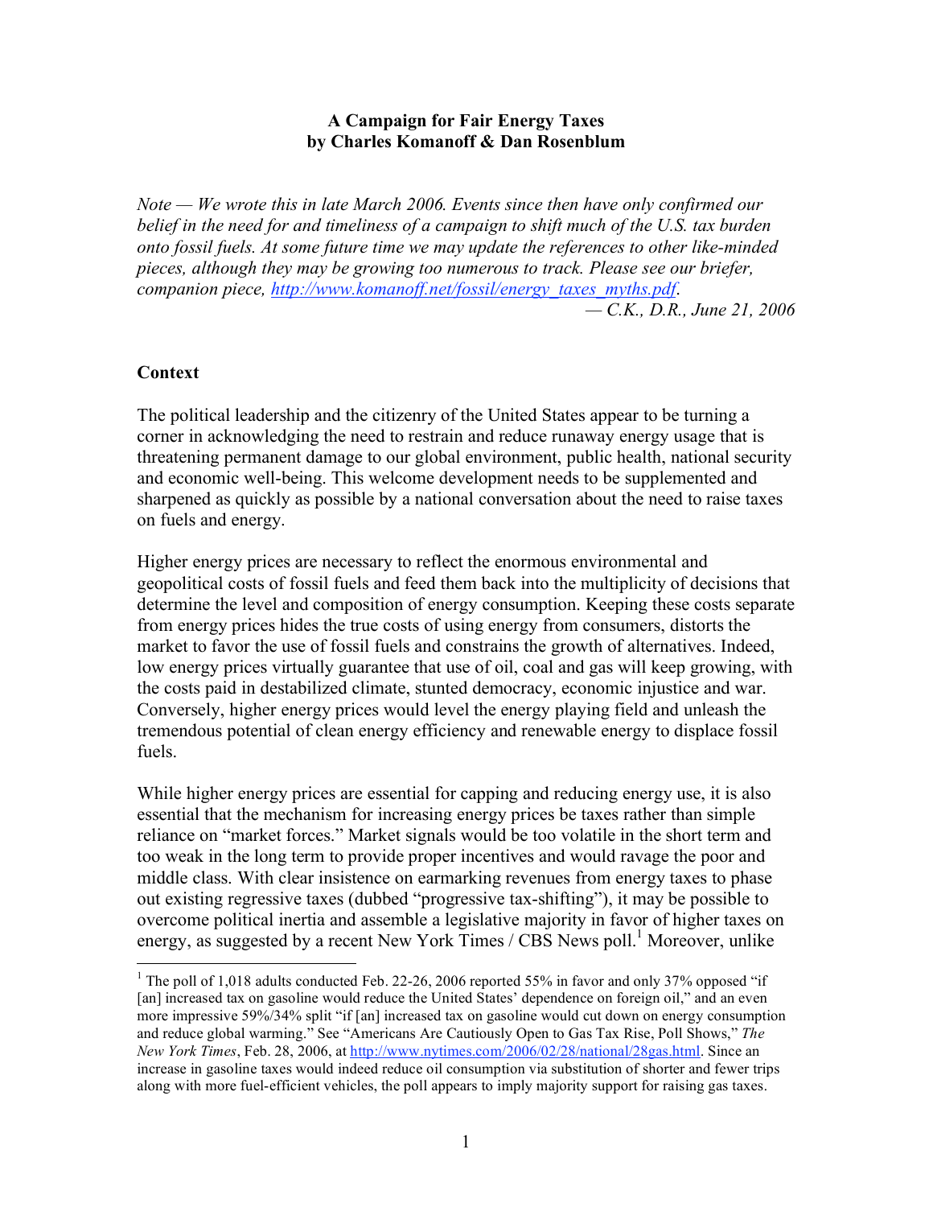**A Campaign for Fair Energy Taxes**
**by Charles Komanoff & Dan Rosenblum**

*Note — We wrote this in late March 2006. Events since then have only confirmed our belief in the need for and timeliness of a campaign to shift much of the U.S. tax burden onto fossil fuels. At some future time we may update the references to other like-minded pieces, although they may be growing too numerous to track. Please see our briefer, companion piece, [http://www.komanoff.net/fossil/energy_taxes_myths.pdf](http://www.komanoff.net/fossil/energy_taxes_myths.pdf).*

*— C.K., D.R., June 21, 2006*

## Context

The political leadership and the citizenry of the United States appear to be turning a corner in acknowledging the need to restrain and reduce runaway energy usage that is threatening permanent damage to our global environment, public health, national security and economic well-being. This welcome development needs to be supplemented and sharpened as quickly as possible by a national conversation about the need to raise taxes on fuels and energy.

Higher energy prices are necessary to reflect the enormous environmental and geopolitical costs of fossil fuels and feed them back into the multiplicity of decisions that determine the level and composition of energy consumption. Keeping these costs separate from energy prices hides the true costs of using energy from consumers, distorts the market to favor the use of fossil fuels and constrains the growth of alternatives. Indeed, low energy prices virtually guarantee that use of oil, coal and gas will keep growing, with the costs paid in destabilized climate, stunted democracy, economic injustice and war. Conversely, higher energy prices would level the energy playing field and unleash the tremendous potential of clean energy efficiency and renewable energy to displace fossil fuels.

While higher energy prices are essential for capping and reducing energy use, it is also essential that the mechanism for increasing energy prices be taxes rather than simple reliance on "market forces." Market signals would be too volatile in the short term and too weak in the long term to provide proper incentives and would ravage the poor and middle class. With clear insistence on earmarking revenues from energy taxes to phase out existing regressive taxes (dubbed "progressive tax-shifting"), it may be possible to overcome political inertia and assemble a legislative majority in favor of higher taxes on energy, as suggested by a recent New York Times / CBS News poll.[1] Moreover, unlike

---

[1] The poll of 1,018 adults conducted Feb. 22-26, 2006 reported 55% in favor and only 37% opposed "if [an] increased tax on gasoline would reduce the United States' dependence on foreign oil," and an even more impressive 59%/34% split "if [an] increased tax on gasoline would cut down on energy consumption and reduce global warming." See "Americans Are Cautiously Open to Gas Tax Rise, Poll Shows," *The New York Times*, Feb. 28, 2006, at [http://www.nytimes.com/2006/02/28/national/28gas.html](http://www.nytimes.com/2006/02/28/national/28gas.html). Since an increase in gasoline taxes would indeed reduce oil consumption via substitution of shorter and fewer trips along with more fuel-efficient vehicles, the poll appears to imply majority support for raising gas taxes.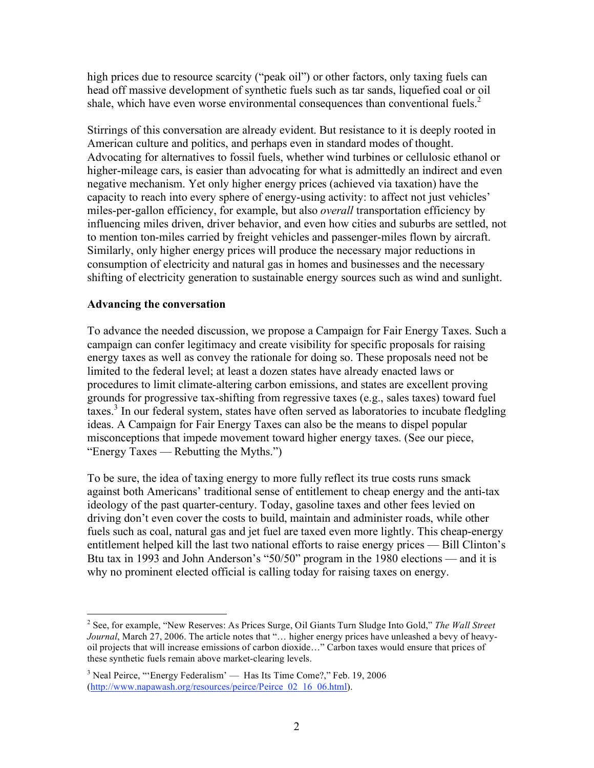high prices due to resource scarcity ("peak oil") or other factors, only taxing fuels can head off massive development of synthetic fuels such as tar sands, liquefied coal or oil shale, which have even worse environmental consequences than conventional fuels.[2]

Stirrings of this conversation are already evident. But resistance to it is deeply rooted in American culture and politics, and perhaps even in standard modes of thought. Advocating for alternatives to fossil fuels, whether wind turbines or cellulosic ethanol or higher-mileage cars, is easier than advocating for what is admittedly an indirect and even negative mechanism. Yet only higher energy prices (achieved via taxation) have the capacity to reach into every sphere of energy-using activity: to affect not just vehicles' miles-per-gallon efficiency, for example, but also *overall* transportation efficiency by influencing miles driven, driver behavior, and even how cities and suburbs are settled, not to mention ton-miles carried by freight vehicles and passenger-miles flown by aircraft. Similarly, only higher energy prices will produce the necessary major reductions in consumption of electricity and natural gas in homes and businesses and the necessary shifting of electricity generation to sustainable energy sources such as wind and sunlight.

**Advancing the conversation**

To advance the needed discussion, we propose a Campaign for Fair Energy Taxes. Such a campaign can confer legitimacy and create visibility for specific proposals for raising energy taxes as well as convey the rationale for doing so. These proposals need not be limited to the federal level; at least a dozen states have already enacted laws or procedures to limit climate-altering carbon emissions, and states are excellent proving grounds for progressive tax-shifting from regressive taxes (e.g., sales taxes) toward fuel taxes.[3] In our federal system, states have often served as laboratories to incubate fledgling ideas. A Campaign for Fair Energy Taxes can also be the means to dispel popular misconceptions that impede movement toward higher energy taxes. (See our piece, "Energy Taxes — Rebutting the Myths.")

To be sure, the idea of taxing energy to more fully reflect its true costs runs smack against both Americans' traditional sense of entitlement to cheap energy and the anti-tax ideology of the past quarter-century. Today, gasoline taxes and other fees levied on driving don't even cover the costs to build, maintain and administer roads, while other fuels such as coal, natural gas and jet fuel are taxed even more lightly. This cheap-energy entitlement helped kill the last two national efforts to raise energy prices — Bill Clinton's Btu tax in 1993 and John Anderson's "50/50" program in the 1980 elections — and it is why no prominent elected official is calling today for raising taxes on energy.

---

[2] See, for example, "New Reserves: As Prices Surge, Oil Giants Turn Sludge Into Gold," *The Wall Street Journal*, March 27, 2006. The article notes that "… higher energy prices have unleashed a bevy of heavy-oil projects that will increase emissions of carbon dioxide…" Carbon taxes would ensure that prices of these synthetic fuels remain above market-clearing levels.

[3] Neal Peirce, "'Energy Federalism' — Has Its Time Come?," Feb. 19, 2006 (http://www.napawash.org/resources/peirce/Peirce_02_16_06.html).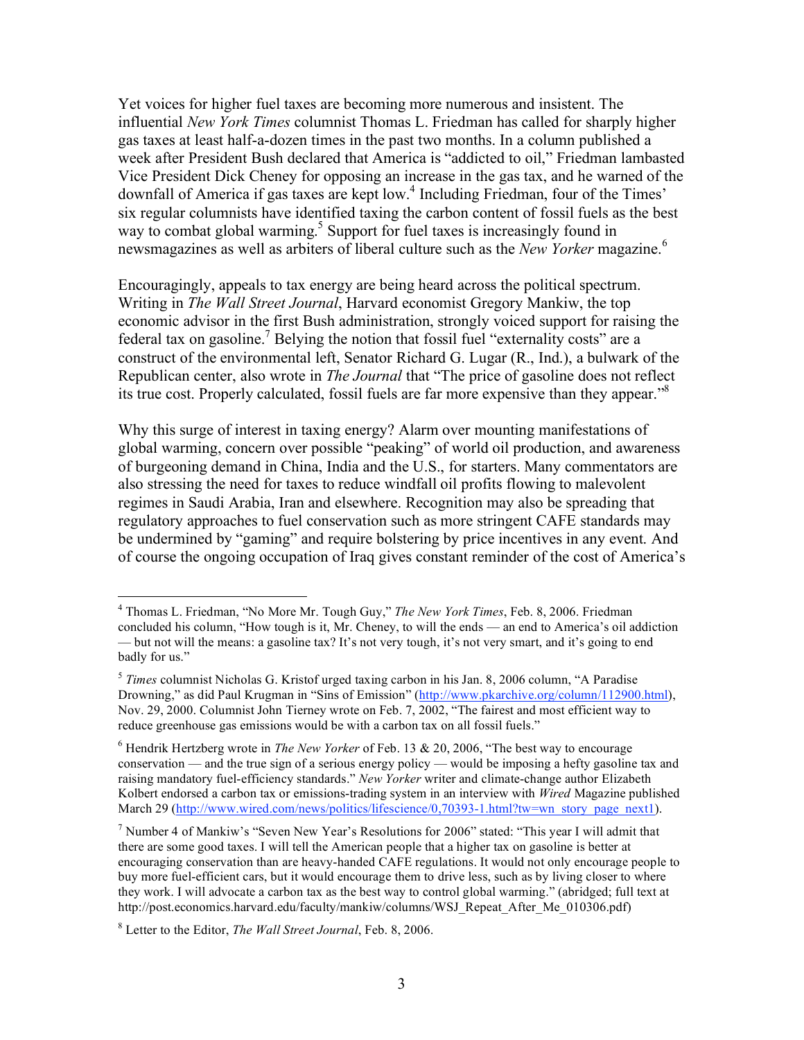Yet voices for higher fuel taxes are becoming more numerous and insistent. The influential *New York Times* columnist Thomas L. Friedman has called for sharply higher gas taxes at least half-a-dozen times in the past two months. In a column published a week after President Bush declared that America is "addicted to oil," Friedman lambasted Vice President Dick Cheney for opposing an increase in the gas tax, and he warned of the downfall of America if gas taxes are kept low.[4] Including Friedman, four of the Times' six regular columnists have identified taxing the carbon content of fossil fuels as the best way to combat global warming.[5] Support for fuel taxes is increasingly found in newsmagazines as well as arbiters of liberal culture such as the *New Yorker* magazine.[6]

Encouragingly, appeals to tax energy are being heard across the political spectrum. Writing in *The Wall Street Journal*, Harvard economist Gregory Mankiw, the top economic advisor in the first Bush administration, strongly voiced support for raising the federal tax on gasoline.[7] Belying the notion that fossil fuel "externality costs" are a construct of the environmental left, Senator Richard G. Lugar (R., Ind.), a bulwark of the Republican center, also wrote in *The Journal* that "The price of gasoline does not reflect its true cost. Properly calculated, fossil fuels are far more expensive than they appear."[8]

Why this surge of interest in taxing energy? Alarm over mounting manifestations of global warming, concern over possible "peaking" of world oil production, and awareness of burgeoning demand in China, India and the U.S., for starters. Many commentators are also stressing the need for taxes to reduce windfall oil profits flowing to malevolent regimes in Saudi Arabia, Iran and elsewhere. Recognition may also be spreading that regulatory approaches to fuel conservation such as more stringent CAFE standards may be undermined by "gaming" and require bolstering by price incentives in any event. And of course the ongoing occupation of Iraq gives constant reminder of the cost of America's

---

[4] Thomas L. Friedman, "No More Mr. Tough Guy," *The New York Times*, Feb. 8, 2006. Friedman concluded his column, "How tough is it, Mr. Cheney, to will the ends — an end to America's oil addiction — but not will the means: a gasoline tax? It's not very tough, it's not very smart, and it's going to end badly for us."

[5] *Times* columnist Nicholas G. Kristof urged taxing carbon in his Jan. 8, 2006 column, "A Paradise Drowning," as did Paul Krugman in "Sins of Emission" (http://www.pkarchive.org/column/112900.html), Nov. 29, 2000. Columnist John Tierney wrote on Feb. 7, 2002, "The fairest and most efficient way to reduce greenhouse gas emissions would be with a carbon tax on all fossil fuels."

[6] Hendrik Hertzberg wrote in *The New Yorker* of Feb. 13 & 20, 2006, "The best way to encourage conservation — and the true sign of a serious energy policy — would be imposing a hefty gasoline tax and raising mandatory fuel-efficiency standards." *New Yorker* writer and climate-change author Elizabeth Kolbert endorsed a carbon tax or emissions-trading system in an interview with *Wired* Magazine published March 29 (http://www.wired.com/news/politics/lifescience/0,70393-1.html?tw=wn_story_page_next1).

[7] Number 4 of Mankiw's "Seven New Year's Resolutions for 2006" stated: "This year I will admit that there are some good taxes. I will tell the American people that a higher tax on gasoline is better at encouraging conservation than are heavy-handed CAFE regulations. It would not only encourage people to buy more fuel-efficient cars, but it would encourage them to drive less, such as by living closer to where they work. I will advocate a carbon tax as the best way to control global warming." (abridged; full text at http://post.economics.harvard.edu/faculty/mankiw/columns/WSJ_Repeat_After_Me_010306.pdf)

[8] Letter to the Editor, *The Wall Street Journal*, Feb. 8, 2006.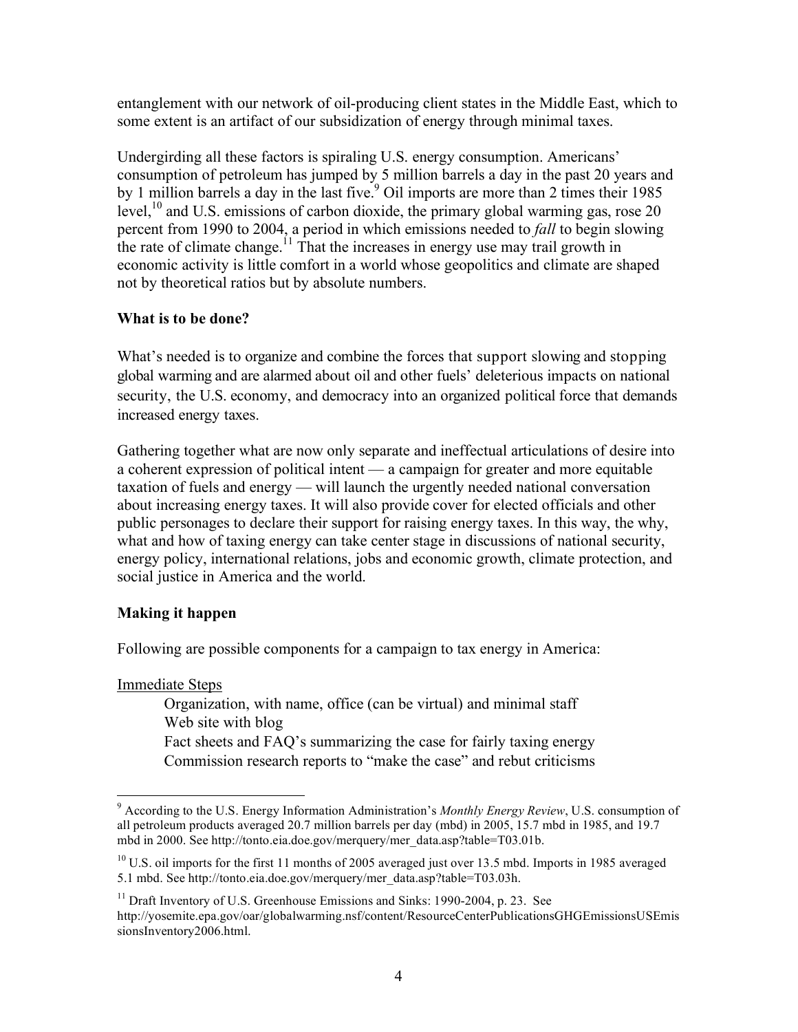entanglement with our network of oil-producing client states in the Middle East, which to some extent is an artifact of our subsidization of energy through minimal taxes.

Undergirding all these factors is spiraling U.S. energy consumption. Americans' consumption of petroleum has jumped by 5 million barrels a day in the past 20 years and by 1 million barrels a day in the last five.[9] Oil imports are more than 2 times their 1985 level,[10] and U.S. emissions of carbon dioxide, the primary global warming gas, rose 20 percent from 1990 to 2004, a period in which emissions needed to *fall* to begin slowing the rate of climate change.[11] That the increases in energy use may trail growth in economic activity is little comfort in a world whose geopolitics and climate are shaped not by theoretical ratios but by absolute numbers.

**What is to be done?**

What's needed is to organize and combine the forces that support slowing and stopping global warming and are alarmed about oil and other fuels' deleterious impacts on national security, the U.S. economy, and democracy into an organized political force that demands increased energy taxes.

Gathering together what are now only separate and ineffectual articulations of desire into a coherent expression of political intent — a campaign for greater and more equitable taxation of fuels and energy — will launch the urgently needed national conversation about increasing energy taxes. It will also provide cover for elected officials and other public personages to declare their support for raising energy taxes. In this way, the why, what and how of taxing energy can take center stage in discussions of national security, energy policy, international relations, jobs and economic growth, climate protection, and social justice in America and the world.

**Making it happen**

Following are possible components for a campaign to tax energy in America:

Immediate Steps

- Organization, with name, office (can be virtual) and minimal staff
- Web site with blog
- Fact sheets and FAQ's summarizing the case for fairly taxing energy
- Commission research reports to "make the case" and rebut criticisms

---

[9] According to the U.S. Energy Information Administration's *Monthly Energy Review*, U.S. consumption of all petroleum products averaged 20.7 million barrels per day (mbd) in 2005, 15.7 mbd in 1985, and 19.7 mbd in 2000. See http://tonto.eia.doe.gov/merquery/mer_data.asp?table=T03.01b.

[10] U.S. oil imports for the first 11 months of 2005 averaged just over 13.5 mbd. Imports in 1985 averaged 5.1 mbd. See http://tonto.eia.doe.gov/merquery/mer_data.asp?table=T03.03h.

[11] Draft Inventory of U.S. Greenhouse Emissions and Sinks: 1990-2004, p. 23. See http://yosemite.epa.gov/oar/globalwarming.nsf/content/ResourceCenterPublicationsGHGEmissionsUSEmissionsInventory2006.html.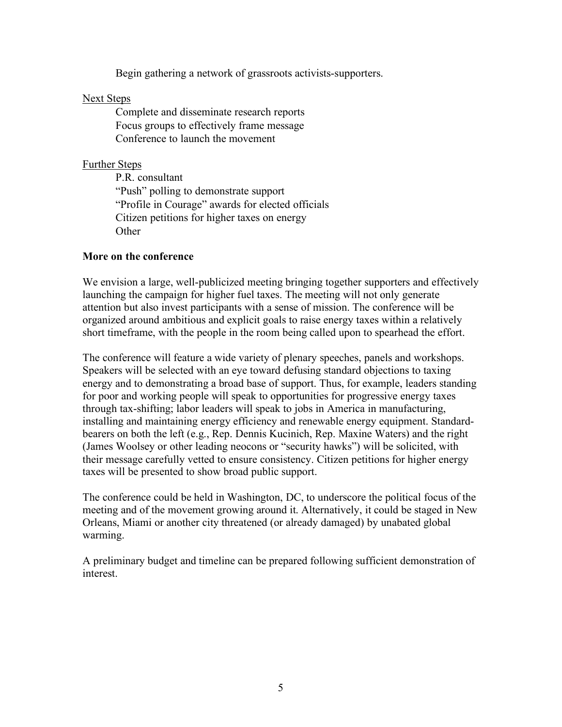Begin gathering a network of grassroots activists-supporters.

<u>Next Steps</u>

- Complete and disseminate research reports
- Focus groups to effectively frame message
- Conference to launch the movement

<u>Further Steps</u>

- P.R. consultant
- "Push" polling to demonstrate support
- "Profile in Courage" awards for elected officials
- Citizen petitions for higher taxes on energy
- Other

**More on the conference**

We envision a large, well-publicized meeting bringing together supporters and effectively launching the campaign for higher fuel taxes. The meeting will not only generate attention but also invest participants with a sense of mission. The conference will be organized around ambitious and explicit goals to raise energy taxes within a relatively short timeframe, with the people in the room being called upon to spearhead the effort.

The conference will feature a wide variety of plenary speeches, panels and workshops. Speakers will be selected with an eye toward defusing standard objections to taxing energy and to demonstrating a broad base of support. Thus, for example, leaders standing for poor and working people will speak to opportunities for progressive energy taxes through tax-shifting; labor leaders will speak to jobs in America in manufacturing, installing and maintaining energy efficiency and renewable energy equipment. Standard-bearers on both the left (e.g., Rep. Dennis Kucinich, Rep. Maxine Waters) and the right (James Woolsey or other leading neocons or "security hawks") will be solicited, with their message carefully vetted to ensure consistency. Citizen petitions for higher energy taxes will be presented to show broad public support.

The conference could be held in Washington, DC, to underscore the political focus of the meeting and of the movement growing around it. Alternatively, it could be staged in New Orleans, Miami or another city threatened (or already damaged) by unabated global warming.

A preliminary budget and timeline can be prepared following sufficient demonstration of interest.